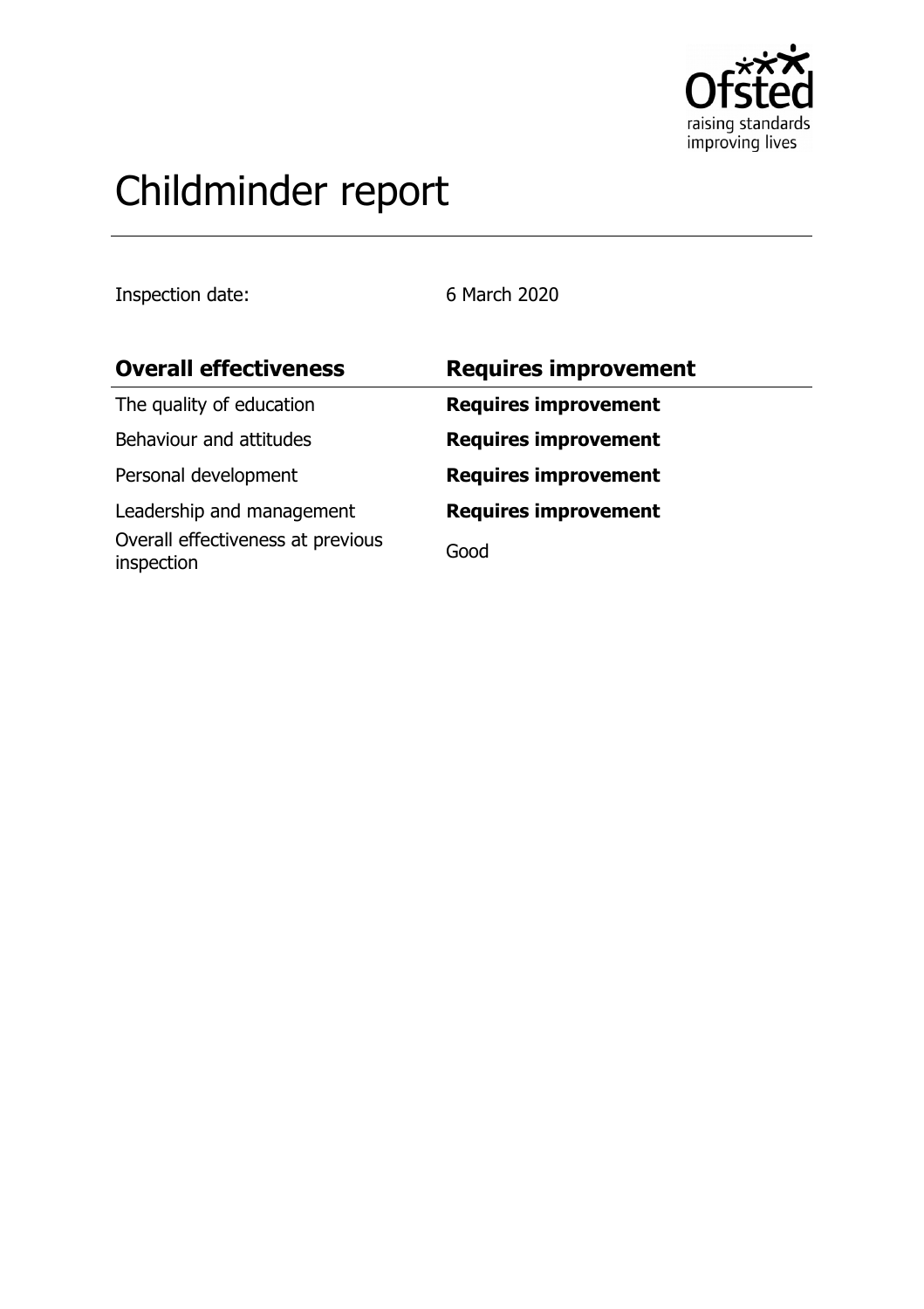# Childminder report

Inspection date: 6 March 2020

| Overall effectiveness | Requires improvement |
|---|---|
| The quality of education | **Requires improvement** |
| Behaviour and attitudes | **Requires improvement** |
| Personal development | **Requires improvement** |
| Leadership and management | **Requires improvement** |
| Overall effectiveness at previous inspection | Good |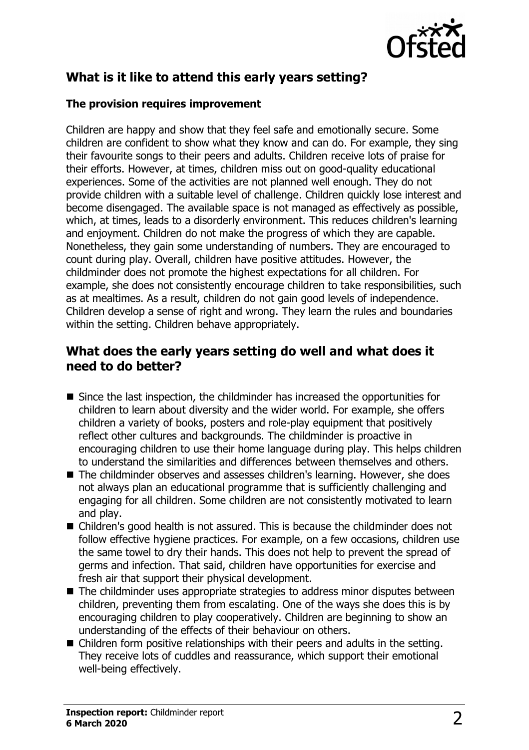## What is it like to attend this early years setting?

### The provision requires improvement

Children are happy and show that they feel safe and emotionally secure. Some children are confident to show what they know and can do. For example, they sing their favourite songs to their peers and adults. Children receive lots of praise for their efforts. However, at times, children miss out on good-quality educational experiences. Some of the activities are not planned well enough. They do not provide children with a suitable level of challenge. Children quickly lose interest and become disengaged. The available space is not managed as effectively as possible, which, at times, leads to a disorderly environment. This reduces children's learning and enjoyment. Children do not make the progress of which they are capable. Nonetheless, they gain some understanding of numbers. They are encouraged to count during play. Overall, children have positive attitudes. However, the childminder does not promote the highest expectations for all children. For example, she does not consistently encourage children to take responsibilities, such as at mealtimes. As a result, children do not gain good levels of independence. Children develop a sense of right and wrong. They learn the rules and boundaries within the setting. Children behave appropriately.

## What does the early years setting do well and what does it need to do better?

- Since the last inspection, the childminder has increased the opportunities for children to learn about diversity and the wider world. For example, she offers children a variety of books, posters and role-play equipment that positively reflect other cultures and backgrounds. The childminder is proactive in encouraging children to use their home language during play. This helps children to understand the similarities and differences between themselves and others.
- The childminder observes and assesses children's learning. However, she does not always plan an educational programme that is sufficiently challenging and engaging for all children. Some children are not consistently motivated to learn and play.
- Children's good health is not assured. This is because the childminder does not follow effective hygiene practices. For example, on a few occasions, children use the same towel to dry their hands. This does not help to prevent the spread of germs and infection. That said, children have opportunities for exercise and fresh air that support their physical development.
- The childminder uses appropriate strategies to address minor disputes between children, preventing them from escalating. One of the ways she does this is by encouraging children to play cooperatively. Children are beginning to show an understanding of the effects of their behaviour on others.
- Children form positive relationships with their peers and adults in the setting. They receive lots of cuddles and reassurance, which support their emotional well-being effectively.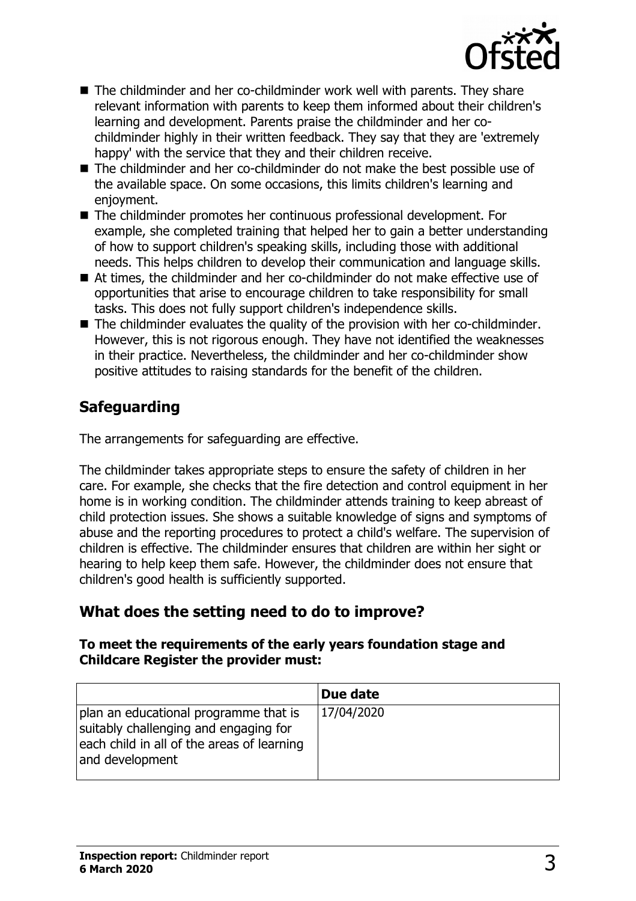- The childminder and her co-childminder work well with parents. They share relevant information with parents to keep them informed about their children's learning and development. Parents praise the childminder and her co-childminder highly in their written feedback. They say that they are 'extremely happy' with the service that they and their children receive.
- The childminder and her co-childminder do not make the best possible use of the available space. On some occasions, this limits children's learning and enjoyment.
- The childminder promotes her continuous professional development. For example, she completed training that helped her to gain a better understanding of how to support children's speaking skills, including those with additional needs. This helps children to develop their communication and language skills.
- At times, the childminder and her co-childminder do not make effective use of opportunities that arise to encourage children to take responsibility for small tasks. This does not fully support children's independence skills.
- The childminder evaluates the quality of the provision with her co-childminder. However, this is not rigorous enough. They have not identified the weaknesses in their practice. Nevertheless, the childminder and her co-childminder show positive attitudes to raising standards for the benefit of the children.

## Safeguarding

The arrangements for safeguarding are effective.

The childminder takes appropriate steps to ensure the safety of children in her care. For example, she checks that the fire detection and control equipment in her home is in working condition. The childminder attends training to keep abreast of child protection issues. She shows a suitable knowledge of signs and symptoms of abuse and the reporting procedures to protect a child's welfare. The supervision of children is effective. The childminder ensures that children are within her sight or hearing to help keep them safe. However, the childminder does not ensure that children's good health is sufficiently supported.

## What does the setting need to do to improve?

**To meet the requirements of the early years foundation stage and Childcare Register the provider must:**

| | **Due date** |
|---|---|
| plan an educational programme that is suitably challenging and engaging for each child in all of the areas of learning and development | 17/04/2020 |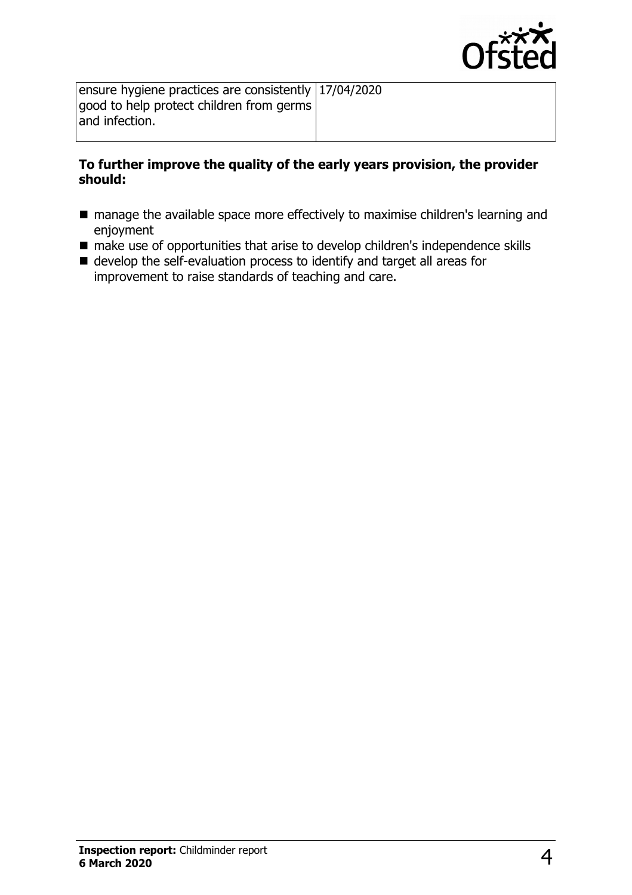| | |
|---|---|
| ensure hygiene practices are consistently good to help protect children from germs and infection. | 17/04/2020 |

**To further improve the quality of the early years provision, the provider should:**

- manage the available space more effectively to maximise children's learning and enjoyment
- make use of opportunities that arise to develop children's independence skills
- develop the self-evaluation process to identify and target all areas for improvement to raise standards of teaching and care.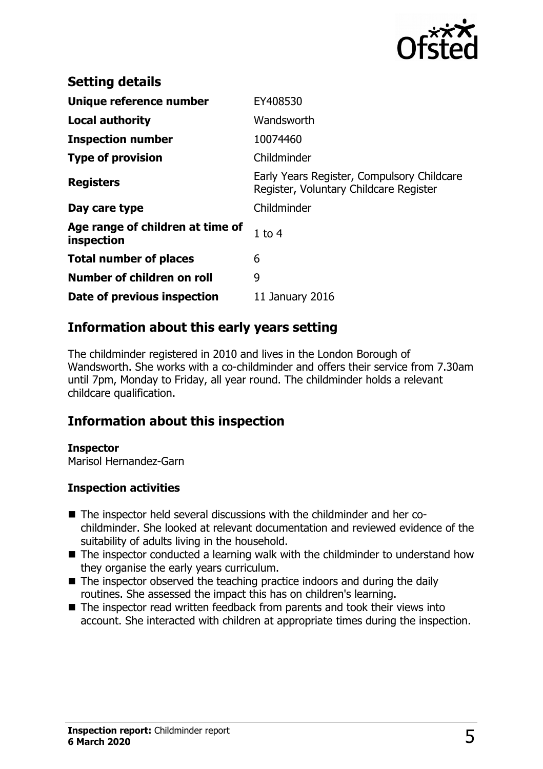## Setting details

| | |
|---|---|
| **Unique reference number** | EY408530 |
| **Local authority** | Wandsworth |
| **Inspection number** | 10074460 |
| **Type of provision** | Childminder |
| **Registers** | Early Years Register, Compulsory Childcare Register, Voluntary Childcare Register |
| **Day care type** | Childminder |
| **Age range of children at time of inspection** | 1 to 4 |
| **Total number of places** | 6 |
| **Number of children on roll** | 9 |
| **Date of previous inspection** | 11 January 2016 |

## Information about this early years setting

The childminder registered in 2010 and lives in the London Borough of Wandsworth. She works with a co-childminder and offers their service from 7.30am until 7pm, Monday to Friday, all year round. The childminder holds a relevant childcare qualification.

## Information about this inspection

**Inspector**
Marisol Hernandez-Garn

**Inspection activities**

- The inspector held several discussions with the childminder and her co-childminder. She looked at relevant documentation and reviewed evidence of the suitability of adults living in the household.
- The inspector conducted a learning walk with the childminder to understand how they organise the early years curriculum.
- The inspector observed the teaching practice indoors and during the daily routines. She assessed the impact this has on children's learning.
- The inspector read written feedback from parents and took their views into account. She interacted with children at appropriate times during the inspection.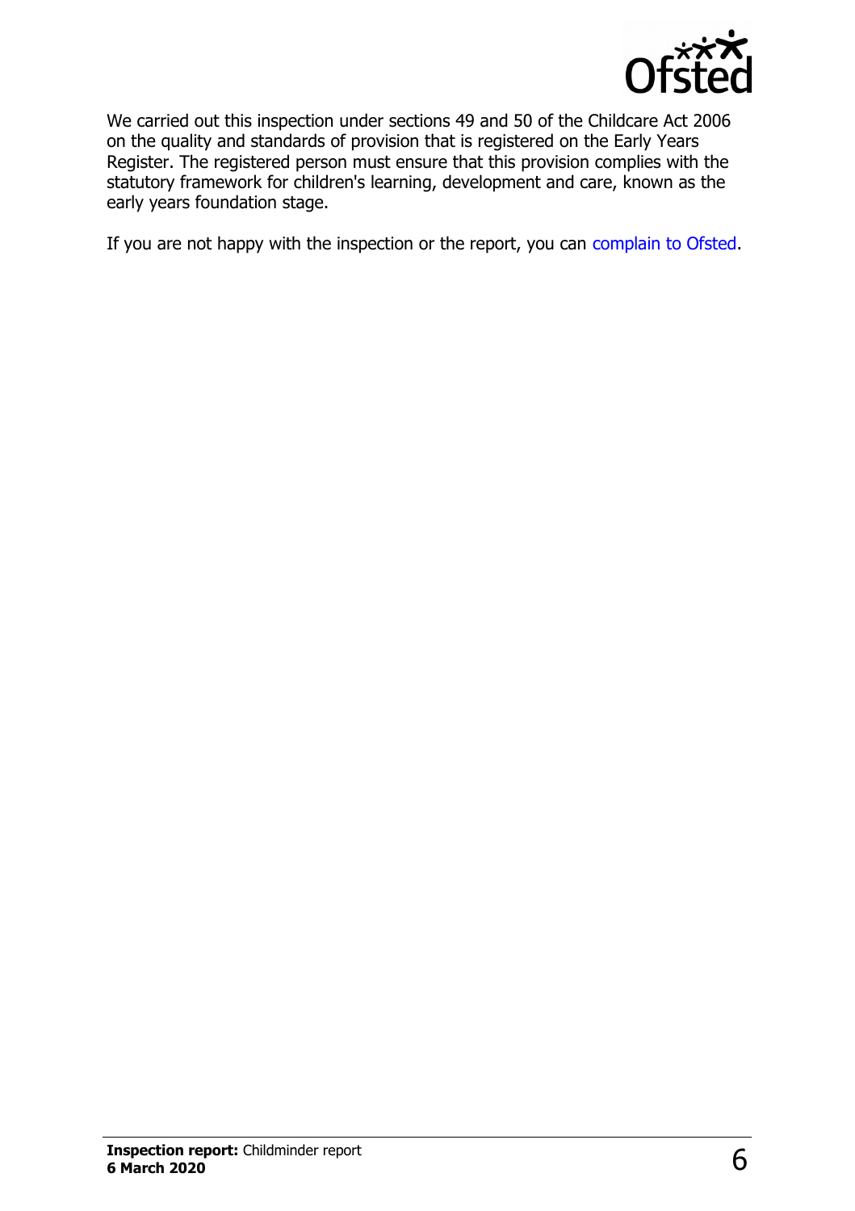We carried out this inspection under sections 49 and 50 of the Childcare Act 2006 on the quality and standards of provision that is registered on the Early Years Register. The registered person must ensure that this provision complies with the statutory framework for children's learning, development and care, known as the early years foundation stage.

If you are not happy with the inspection or the report, you can complain to Ofsted.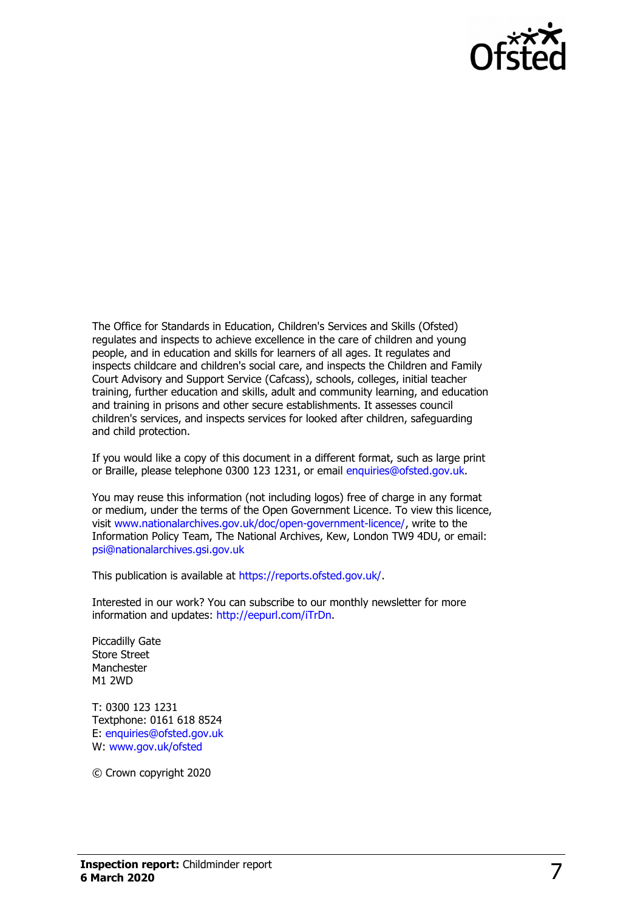The Office for Standards in Education, Children's Services and Skills (Ofsted) regulates and inspects to achieve excellence in the care of children and young people, and in education and skills for learners of all ages. It regulates and inspects childcare and children's social care, and inspects the Children and Family Court Advisory and Support Service (Cafcass), schools, colleges, initial teacher training, further education and skills, adult and community learning, and education and training in prisons and other secure establishments. It assesses council children's services, and inspects services for looked after children, safeguarding and child protection.

If you would like a copy of this document in a different format, such as large print or Braille, please telephone 0300 123 1231, or email enquiries@ofsted.gov.uk.

You may reuse this information (not including logos) free of charge in any format or medium, under the terms of the Open Government Licence. To view this licence, visit www.nationalarchives.gov.uk/doc/open-government-licence/, write to the Information Policy Team, The National Archives, Kew, London TW9 4DU, or email: psi@nationalarchives.gsi.gov.uk

This publication is available at https://reports.ofsted.gov.uk/.

Interested in our work? You can subscribe to our monthly newsletter for more information and updates: http://eepurl.com/iTrDn.

Piccadilly Gate
Store Street
Manchester
M1 2WD

T: 0300 123 1231
Textphone: 0161 618 8524
E: enquiries@ofsted.gov.uk
W: www.gov.uk/ofsted

© Crown copyright 2020